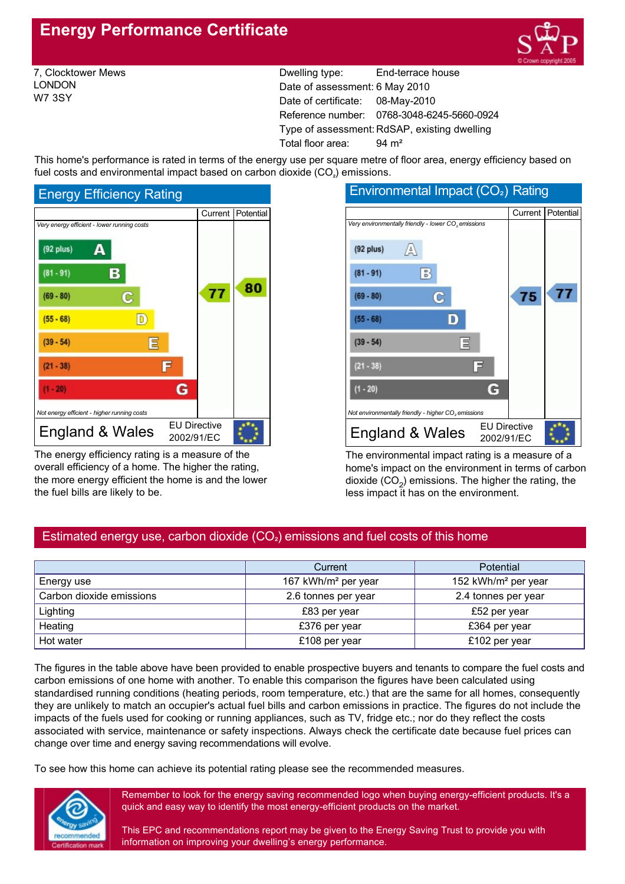# Energy Performance Certificate

7, Clocktower Mews
LONDON
W7 3SY

| | |
|---|---|
| Dwelling type: | End-terrace house |
| Date of assessment: | 6 May 2010 |
| Date of certificate: | 08-May-2010 |
| Reference number: | 0768-3048-6245-5660-0924 |
| Type of assessment: | RdSAP, existing dwelling |
| Total floor area: | 94 m² |

This home's performance is rated in terms of the energy use per square metre of floor area, energy efficiency based on fuel costs and environmental impact based on carbon dioxide ($CO_2$) emissions.

## Energy Efficiency Rating

| | Current | Potential |
|---|---|---|
| *Very energy efficient - lower running costs* | | |
| (92 plus) A | | |
| (81 - 91) B | | |
| (69 - 80) C | 77 | 80 |
| (55 - 68) D | | |
| (39 - 54) E | | |
| (21 - 38) F | | |
| (1 - 20) G | | |
| *Not energy efficient - higher running costs* | | |

England & Wales — EU Directive 2002/91/EC

The energy efficiency rating is a measure of the overall efficiency of a home. The higher the rating, the more energy efficient the home is and the lower the fuel bills are likely to be.

## Environmental Impact ($CO_2$) Rating

| | Current | Potential |
|---|---|---|
| *Very environmentally friendly - lower $CO_2$ emissions* | | |
| (92 plus) A | | |
| (81 - 91) B | | |
| (69 - 80) C | 75 | 77 |
| (55 - 68) D | | |
| (39 - 54) E | | |
| (21 - 38) F | | |
| (1 - 20) G | | |
| *Not environmentally friendly - higher $CO_2$ emissions* | | |

England & Wales — EU Directive 2002/91/EC

The environmental impact rating is a measure of a home's impact on the environment in terms of carbon dioxide ($CO_2$) emissions. The higher the rating, the less impact it has on the environment.

## Estimated energy use, carbon dioxide ($CO_2$) emissions and fuel costs of this home

| | Current | Potential |
|---|---|---|
| Energy use | 167 kWh/m² per year | 152 kWh/m² per year |
| Carbon dioxide emissions | 2.6 tonnes per year | 2.4 tonnes per year |
| Lighting | £83 per year | £52 per year |
| Heating | £376 per year | £364 per year |
| Hot water | £108 per year | £102 per year |

The figures in the table above have been provided to enable prospective buyers and tenants to compare the fuel costs and carbon emissions of one home with another. To enable this comparison the figures have been calculated using standardised running conditions (heating periods, room temperature, etc.) that are the same for all homes, consequently they are unlikely to match an occupier's actual fuel bills and carbon emissions in practice. The figures do not include the impacts of the fuels used for cooking or running appliances, such as TV, fridge etc.; nor do they reflect the costs associated with service, maintenance or safety inspections. Always check the certificate date because fuel prices can change over time and energy saving recommendations will evolve.

To see how this home can achieve its potential rating please see the recommended measures.

Remember to look for the energy saving recommended logo when buying energy-efficient products. It's a quick and easy way to identify the most energy-efficient products on the market.

This EPC and recommendations report may be given to the Energy Saving Trust to provide you with information on improving your dwelling's energy performance.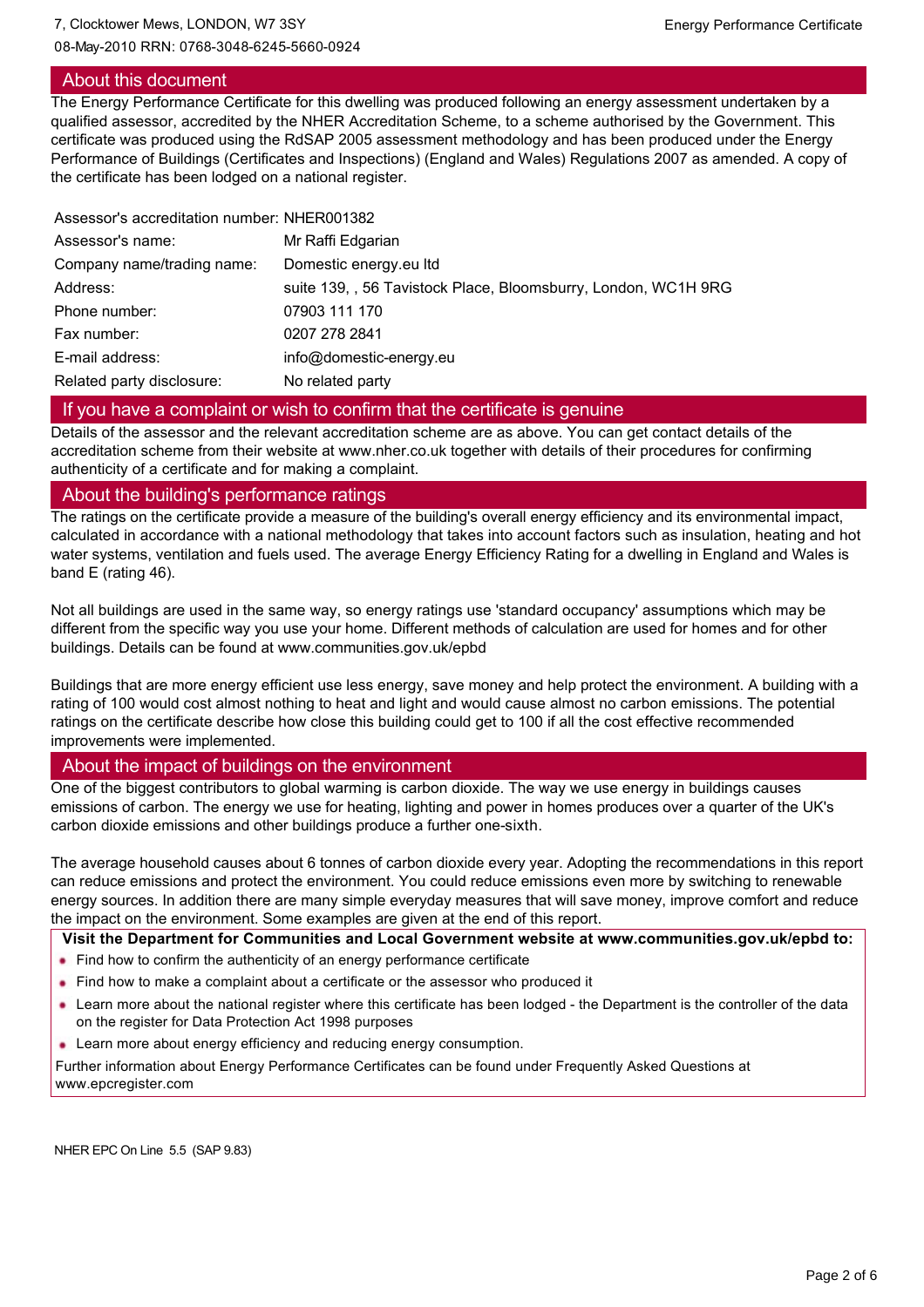## About this document

The Energy Performance Certificate for this dwelling was produced following an energy assessment undertaken by a qualified assessor, accredited by the NHER Accreditation Scheme, to a scheme authorised by the Government. This certificate was produced using the RdSAP 2005 assessment methodology and has been produced under the Energy Performance of Buildings (Certificates and Inspections) (England and Wales) Regulations 2007 as amended. A copy of the certificate has been lodged on a national register.

| | |
|---|---|
| Assessor's accreditation number: | NHER001382 |
| Assessor's name: | Mr Raffi Edgarian |
| Company name/trading name: | Domestic energy.eu ltd |
| Address: | suite 139, , 56 Tavistock Place, Bloomsbury, London, WC1H 9RG |
| Phone number: | 07903 111 170 |
| Fax number: | 0207 278 2841 |
| E-mail address: | info@domestic-energy.eu |
| Related party disclosure: | No related party |

## If you have a complaint or wish to confirm that the certificate is genuine

Details of the assessor and the relevant accreditation scheme are as above. You can get contact details of the accreditation scheme from their website at www.nher.co.uk together with details of their procedures for confirming authenticity of a certificate and for making a complaint.

## About the building's performance ratings

The ratings on the certificate provide a measure of the building's overall energy efficiency and its environmental impact, calculated in accordance with a national methodology that takes into account factors such as insulation, heating and hot water systems, ventilation and fuels used. The average Energy Efficiency Rating for a dwelling in England and Wales is band E (rating 46).

Not all buildings are used in the same way, so energy ratings use 'standard occupancy' assumptions which may be different from the specific way you use your home. Different methods of calculation are used for homes and for other buildings. Details can be found at www.communities.gov.uk/epbd

Buildings that are more energy efficient use less energy, save money and help protect the environment. A building with a rating of 100 would cost almost nothing to heat and light and would cause almost no carbon emissions. The potential ratings on the certificate describe how close this building could get to 100 if all the cost effective recommended improvements were implemented.

## About the impact of buildings on the environment

One of the biggest contributors to global warming is carbon dioxide. The way we use energy in buildings causes emissions of carbon. The energy we use for heating, lighting and power in homes produces over a quarter of the UK's carbon dioxide emissions and other buildings produce a further one-sixth.

The average household causes about 6 tonnes of carbon dioxide every year. Adopting the recommendations in this report can reduce emissions and protect the environment. You could reduce emissions even more by switching to renewable energy sources. In addition there are many simple everyday measures that will save money, improve comfort and reduce the impact on the environment. Some examples are given at the end of this report.

**Visit the Department for Communities and Local Government website at www.communities.gov.uk/epbd to:**

- Find how to confirm the authenticity of an energy performance certificate
- Find how to make a complaint about a certificate or the assessor who produced it
- Learn more about the national register where this certificate has been lodged - the Department is the controller of the data on the register for Data Protection Act 1998 purposes
- Learn more about energy efficiency and reducing energy consumption.

Further information about Energy Performance Certificates can be found under Frequently Asked Questions at www.epcregister.com

NHER EPC On Line 5.5 (SAP 9.83)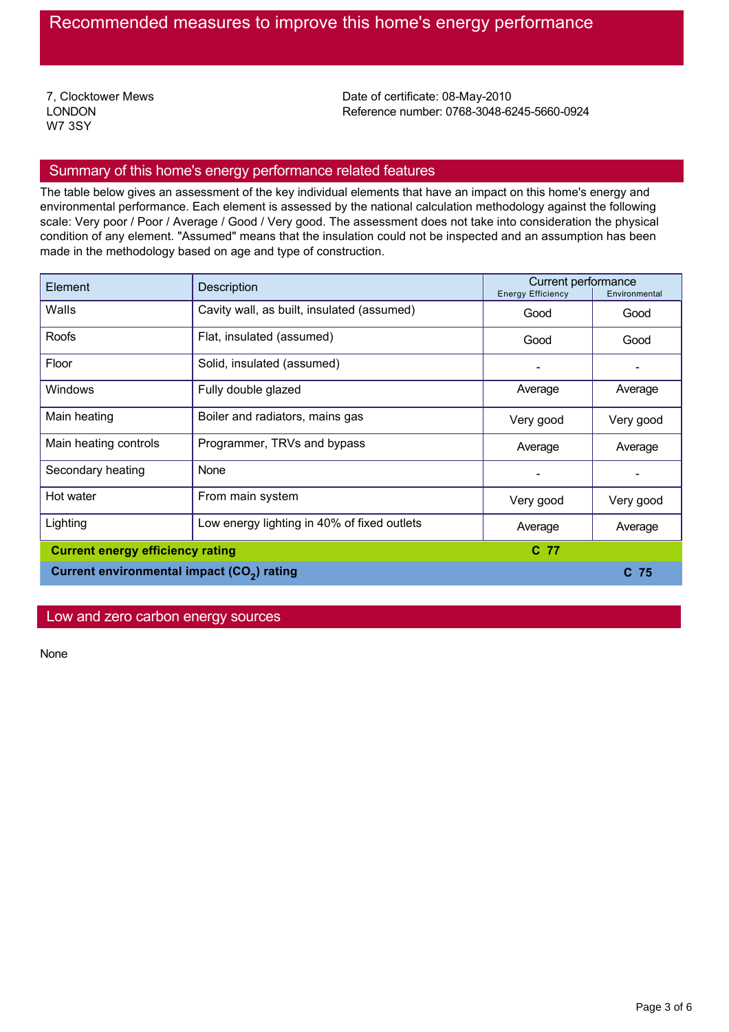# Recommended measures to improve this home's energy performance

7, Clocktower Mews
LONDON
W7 3SY

Date of certificate: 08-May-2010
Reference number: 0768-3048-6245-5660-0924

## Summary of this home's energy performance related features

The table below gives an assessment of the key individual elements that have an impact on this home's energy and environmental performance. Each element is assessed by the national calculation methodology against the following scale: Very poor / Poor / Average / Good / Very good. The assessment does not take into consideration the physical condition of any element. "Assumed" means that the insulation could not be inspected and an assumption has been made in the methodology based on age and type of construction.

| Element | Description | Current performance | |
|---|---|---|---|
| | | Energy Efficiency | Environmental |
| Walls | Cavity wall, as built, insulated (assumed) | Good | Good |
| Roofs | Flat, insulated (assumed) | Good | Good |
| Floor | Solid, insulated (assumed) | - | - |
| Windows | Fully double glazed | Average | Average |
| Main heating | Boiler and radiators, mains gas | Very good | Very good |
| Main heating controls | Programmer, TRVs and bypass | Average | Average |
| Secondary heating | None | - | - |
| Hot water | From main system | Very good | Very good |
| Lighting | Low energy lighting in 40% of fixed outlets | Average | Average |
| **Current energy efficiency rating** | | **C 77** | |
| **Current environmental impact ($CO_2$) rating** | | | **C 75** |

## Low and zero carbon energy sources

None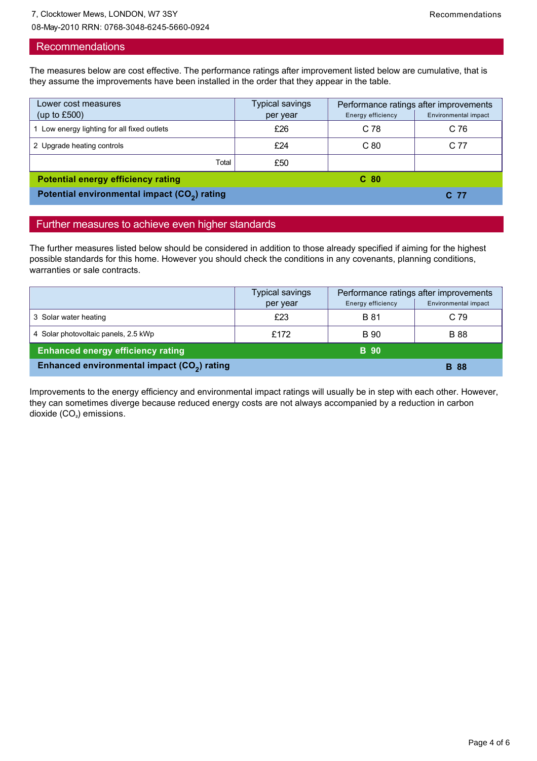## Recommendations

The measures below are cost effective. The performance ratings after improvement listed below are cumulative, that is they assume the improvements have been installed in the order that they appear in the table.

| Lower cost measures (up to £500) | Typical savings per year | Performance ratings after improvements | |
|---|---|---|---|
| | | Energy efficiency | Environmental impact |
| 1 Low energy lighting for all fixed outlets | £26 | C 78 | C 76 |
| 2 Upgrade heating controls | £24 | C 80 | C 77 |
| Total | £50 | | |
| **Potential energy efficiency rating** | | **C 80** | |
| **Potential environmental impact ($CO_2$) rating** | | | **C 77** |

## Further measures to achieve even higher standards

The further measures listed below should be considered in addition to those already specified if aiming for the highest possible standards for this home. However you should check the conditions in any covenants, planning conditions, warranties or sale contracts.

| | Typical savings per year | Performance ratings after improvements | |
|---|---|---|---|
| | | Energy efficiency | Environmental impact |
| 3 Solar water heating | £23 | B 81 | C 79 |
| 4 Solar photovoltaic panels, 2.5 kWp | £172 | B 90 | B 88 |
| **Enhanced energy efficiency rating** | | **B 90** | |
| **Enhanced environmental impact ($CO_2$) rating** | | | **B 88** |

Improvements to the energy efficiency and environmental impact ratings will usually be in step with each other. However, they can sometimes diverge because reduced energy costs are not always accompanied by a reduction in carbon dioxide ($CO_2$) emissions.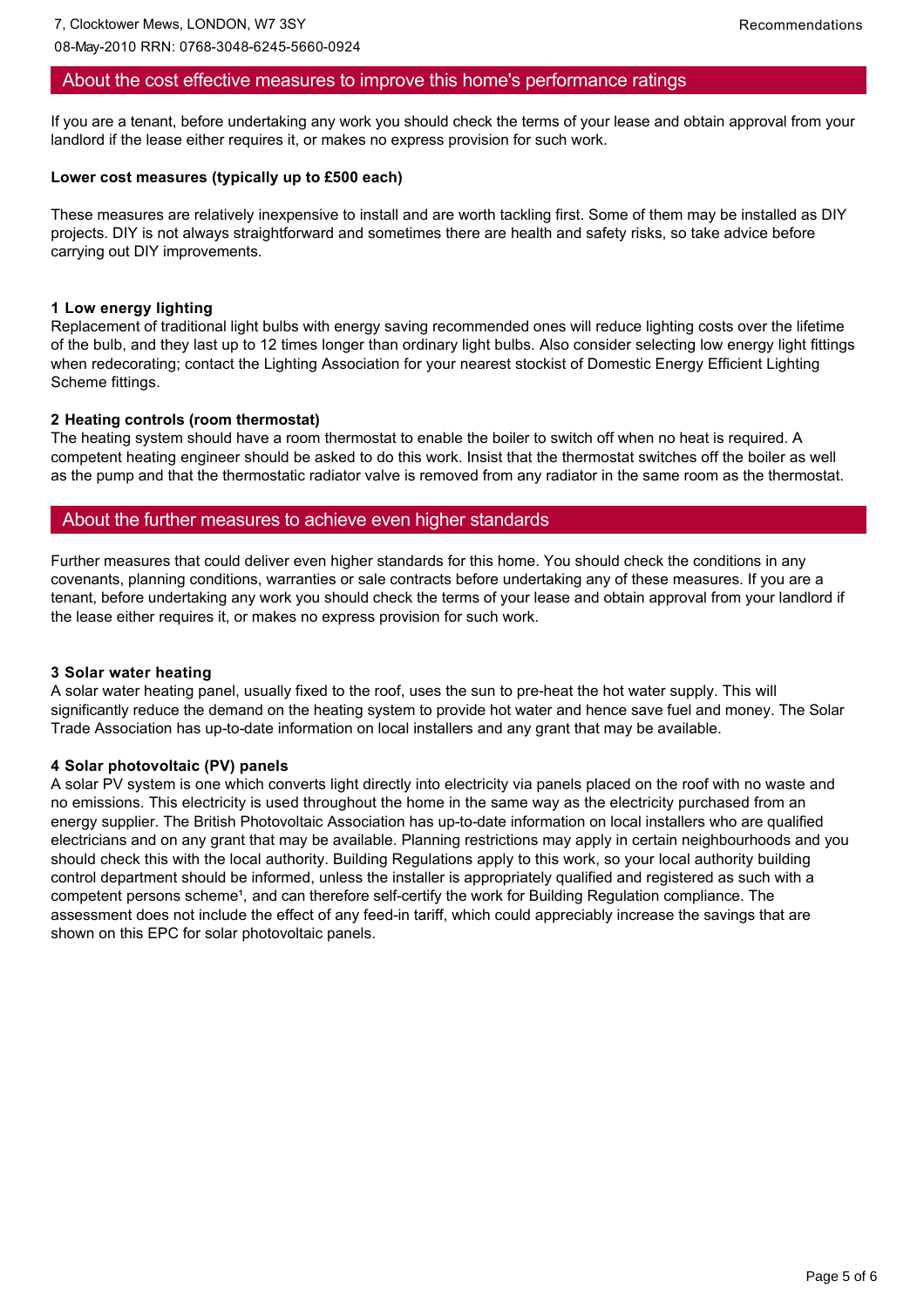## About the cost effective measures to improve this home's performance ratings

If you are a tenant, before undertaking any work you should check the terms of your lease and obtain approval from your landlord if the lease either requires it, or makes no express provision for such work.

**Lower cost measures (typically up to £500 each)**

These measures are relatively inexpensive to install and are worth tackling first. Some of them may be installed as DIY projects. DIY is not always straightforward and sometimes there are health and safety risks, so take advice before carrying out DIY improvements.

**1 Low energy lighting**
Replacement of traditional light bulbs with energy saving recommended ones will reduce lighting costs over the lifetime of the bulb, and they last up to 12 times longer than ordinary light bulbs. Also consider selecting low energy light fittings when redecorating; contact the Lighting Association for your nearest stockist of Domestic Energy Efficient Lighting Scheme fittings.

**2 Heating controls (room thermostat)**
The heating system should have a room thermostat to enable the boiler to switch off when no heat is required. A competent heating engineer should be asked to do this work. Insist that the thermostat switches off the boiler as well as the pump and that the thermostatic radiator valve is removed from any radiator in the same room as the thermostat.

## About the further measures to achieve even higher standards

Further measures that could deliver even higher standards for this home. You should check the conditions in any covenants, planning conditions, warranties or sale contracts before undertaking any of these measures. If you are a tenant, before undertaking any work you should check the terms of your lease and obtain approval from your landlord if the lease either requires it, or makes no express provision for such work.

**3 Solar water heating**
A solar water heating panel, usually fixed to the roof, uses the sun to pre-heat the hot water supply. This will significantly reduce the demand on the heating system to provide hot water and hence save fuel and money. The Solar Trade Association has up-to-date information on local installers and any grant that may be available.

**4 Solar photovoltaic (PV) panels**
A solar PV system is one which converts light directly into electricity via panels placed on the roof with no waste and no emissions. This electricity is used throughout the home in the same way as the electricity purchased from an energy supplier. The British Photovoltaic Association has up-to-date information on local installers who are qualified electricians and on any grant that may be available. Planning restrictions may apply in certain neighbourhoods and you should check this with the local authority. Building Regulations apply to this work, so your local authority building control department should be informed, unless the installer is appropriately qualified and registered as such with a competent persons scheme[1], and can therefore self-certify the work for Building Regulation compliance. The assessment does not include the effect of any feed-in tariff, which could appreciably increase the savings that are shown on this EPC for solar photovoltaic panels.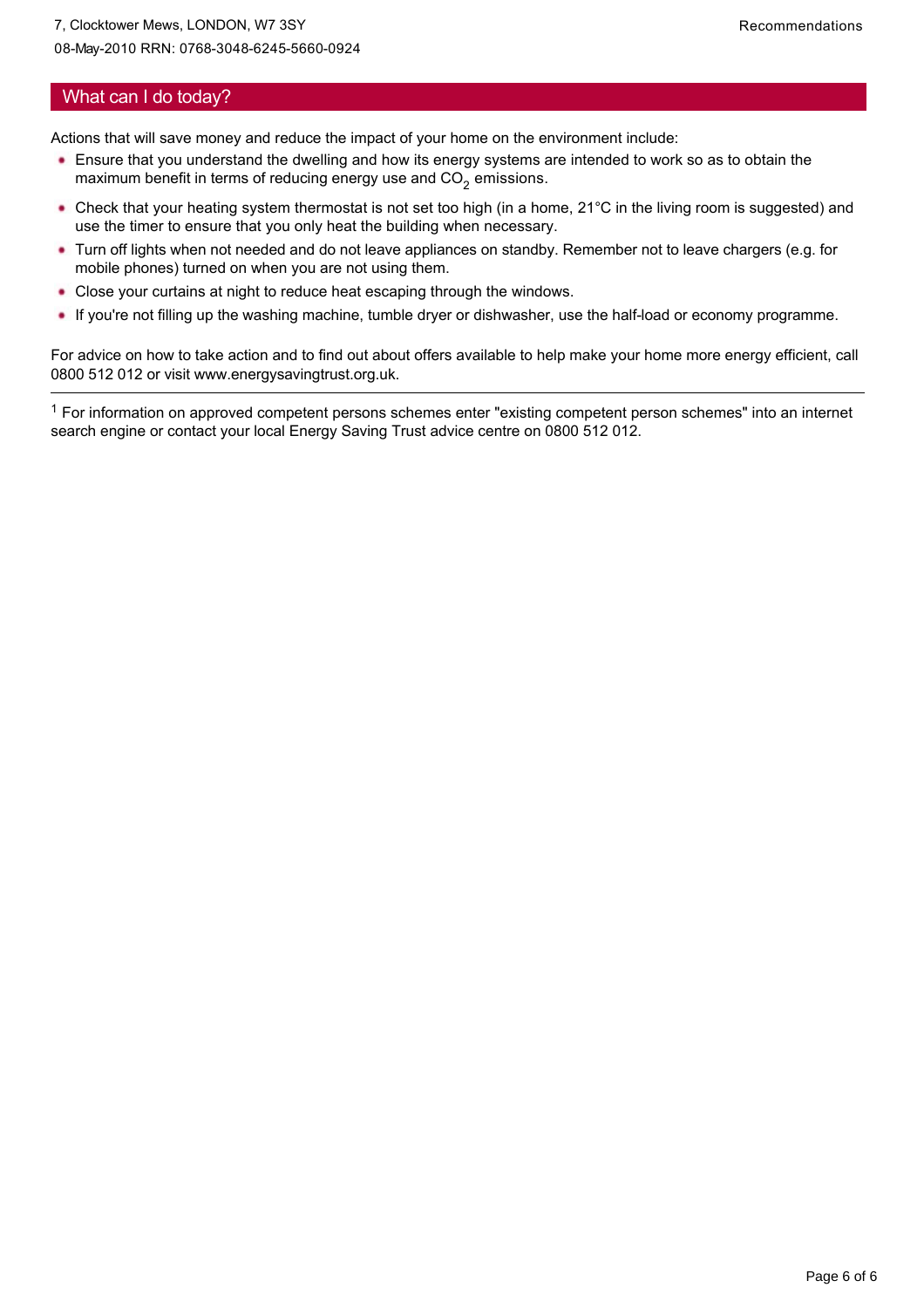## What can I do today?

Actions that will save money and reduce the impact of your home on the environment include:

- Ensure that you understand the dwelling and how its energy systems are intended to work so as to obtain the maximum benefit in terms of reducing energy use and $CO_2$ emissions.
- Check that your heating system thermostat is not set too high (in a home, 21°C in the living room is suggested) and use the timer to ensure that you only heat the building when necessary.
- Turn off lights when not needed and do not leave appliances on standby. Remember not to leave chargers (e.g. for mobile phones) turned on when you are not using them.
- Close your curtains at night to reduce heat escaping through the windows.
- If you're not filling up the washing machine, tumble dryer or dishwasher, use the half-load or economy programme.

For advice on how to take action and to find out about offers available to help make your home more energy efficient, call 0800 512 012 or visit www.energysavingtrust.org.uk.

---

[1] For information on approved competent persons schemes enter "existing competent person schemes" into an internet search engine or contact your local Energy Saving Trust advice centre on 0800 512 012.